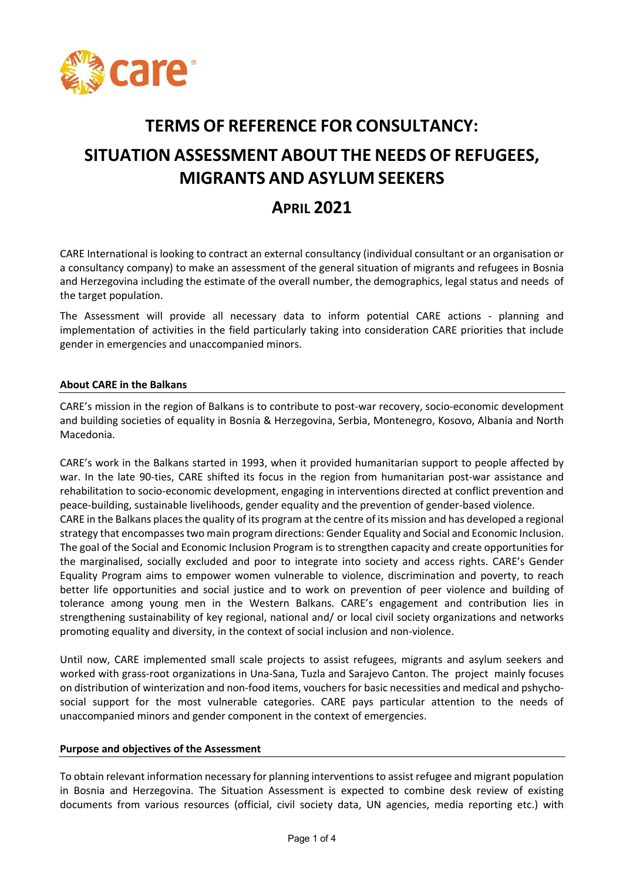# TERMS OF REFERENCE FOR CONSULTANCY: SITUATION ASSESSMENT ABOUT THE NEEDS OF REFUGEES, MIGRANTS AND ASYLUM SEEKERS

## APRIL 2021

CARE International is looking to contract an external consultancy (individual consultant or an organisation or a consultancy company) to make an assessment of the general situation of migrants and refugees in Bosnia and Herzegovina including the estimate of the overall number, the demographics, legal status and needs of the target population.

The Assessment will provide all necessary data to inform potential CARE actions - planning and implementation of activities in the field particularly taking into consideration CARE priorities that include gender in emergencies and unaccompanied minors.

### About CARE in the Balkans

CARE's mission in the region of Balkans is to contribute to post-war recovery, socio-economic development and building societies of equality in Bosnia & Herzegovina, Serbia, Montenegro, Kosovo, Albania and North Macedonia.

CARE's work in the Balkans started in 1993, when it provided humanitarian support to people affected by war. In the late 90-ties, CARE shifted its focus in the region from humanitarian post-war assistance and rehabilitation to socio-economic development, engaging in interventions directed at conflict prevention and peace-building, sustainable livelihoods, gender equality and the prevention of gender-based violence.
CARE in the Balkans places the quality of its program at the centre of its mission and has developed a regional strategy that encompasses two main program directions: Gender Equality and Social and Economic Inclusion. The goal of the Social and Economic Inclusion Program is to strengthen capacity and create opportunities for the marginalised, socially excluded and poor to integrate into society and access rights. CARE's Gender Equality Program aims to empower women vulnerable to violence, discrimination and poverty, to reach better life opportunities and social justice and to work on prevention of peer violence and building of tolerance among young men in the Western Balkans. CARE's engagement and contribution lies in strengthening sustainability of key regional, national and/ or local civil society organizations and networks promoting equality and diversity, in the context of social inclusion and non-violence.

Until now, CARE implemented small scale projects to assist refugees, migrants and asylum seekers and worked with grass-root organizations in Una-Sana, Tuzla and Sarajevo Canton. The project mainly focuses on distribution of winterization and non-food items, vouchers for basic necessities and medical and pshycho-social support for the most vulnerable categories. CARE pays particular attention to the needs of unaccompanied minors and gender component in the context of emergencies.

### Purpose and objectives of the Assessment

To obtain relevant information necessary for planning interventions to assist refugee and migrant population in Bosnia and Herzegovina. The Situation Assessment is expected to combine desk review of existing documents from various resources (official, civil society data, UN agencies, media reporting etc.) with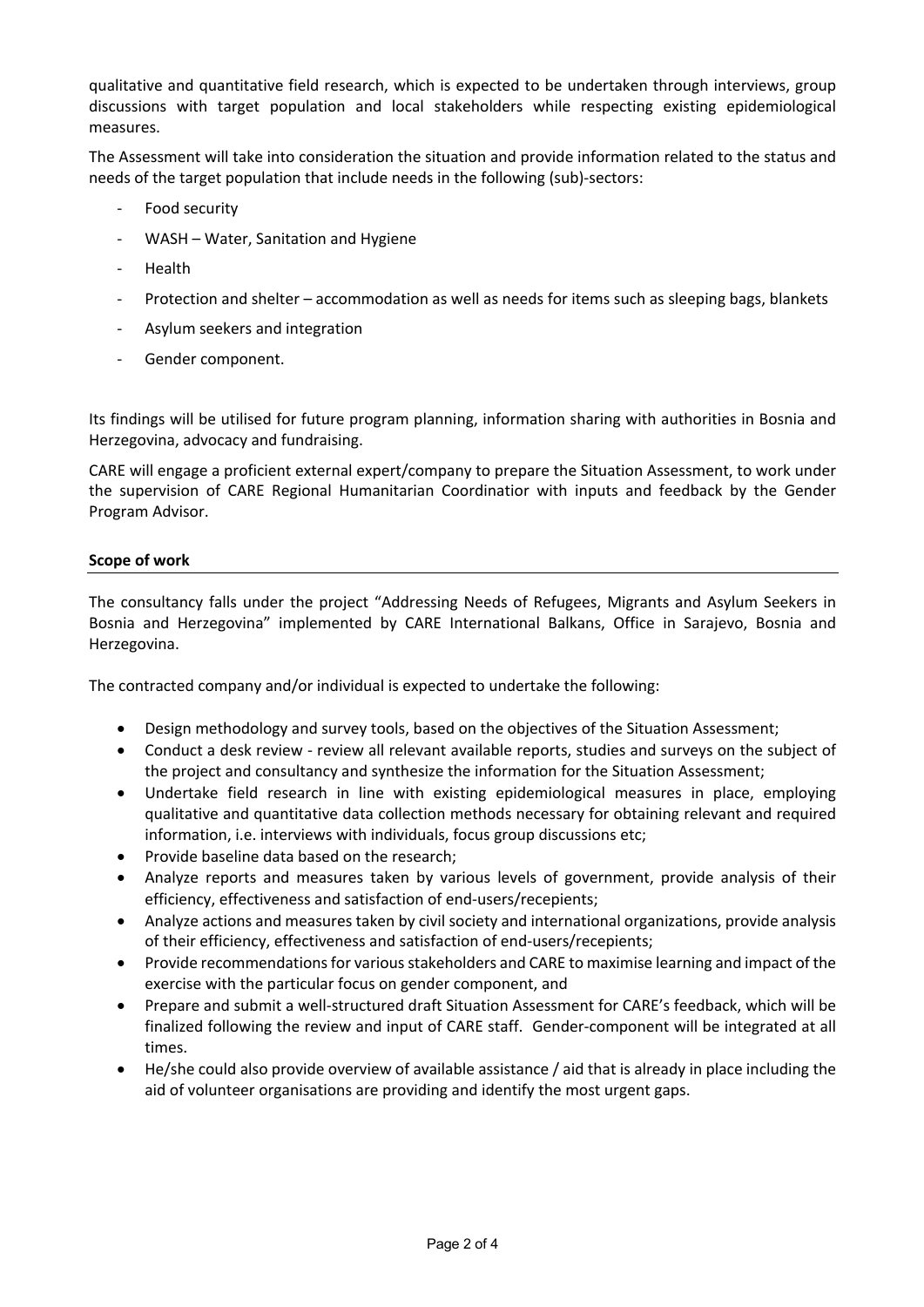qualitative and quantitative field research, which is expected to be undertaken through interviews, group discussions with target population and local stakeholders while respecting existing epidemiological measures.

The Assessment will take into consideration the situation and provide information related to the status and needs of the target population that include needs in the following (sub)-sectors:

- Food security
- WASH – Water, Sanitation and Hygiene
- Health
- Protection and shelter – accommodation as well as needs for items such as sleeping bags, blankets
- Asylum seekers and integration
- Gender component.

Its findings will be utilised for future program planning, information sharing with authorities in Bosnia and Herzegovina, advocacy and fundraising.

CARE will engage a proficient external expert/company to prepare the Situation Assessment, to work under the supervision of CARE Regional Humanitarian Coordinatior with inputs and feedback by the Gender Program Advisor.

**Scope of work**

The consultancy falls under the project "Addressing Needs of Refugees, Migrants and Asylum Seekers in Bosnia and Herzegovina" implemented by CARE International Balkans, Office in Sarajevo, Bosnia and Herzegovina.

The contracted company and/or individual is expected to undertake the following:

- Design methodology and survey tools, based on the objectives of the Situation Assessment;
- Conduct a desk review - review all relevant available reports, studies and surveys on the subject of the project and consultancy and synthesize the information for the Situation Assessment;
- Undertake field research in line with existing epidemiological measures in place, employing qualitative and quantitative data collection methods necessary for obtaining relevant and required information, i.e. interviews with individuals, focus group discussions etc;
- Provide baseline data based on the research;
- Analyze reports and measures taken by various levels of government, provide analysis of their efficiency, effectiveness and satisfaction of end-users/recepients;
- Analyze actions and measures taken by civil society and international organizations, provide analysis of their efficiency, effectiveness and satisfaction of end-users/recepients;
- Provide recommendations for various stakeholders and CARE to maximise learning and impact of the exercise with the particular focus on gender component, and
- Prepare and submit a well-structured draft Situation Assessment for CARE's feedback, which will be finalized following the review and input of CARE staff. Gender-component will be integrated at all times.
- He/she could also provide overview of available assistance / aid that is already in place including the aid of volunteer organisations are providing and identify the most urgent gaps.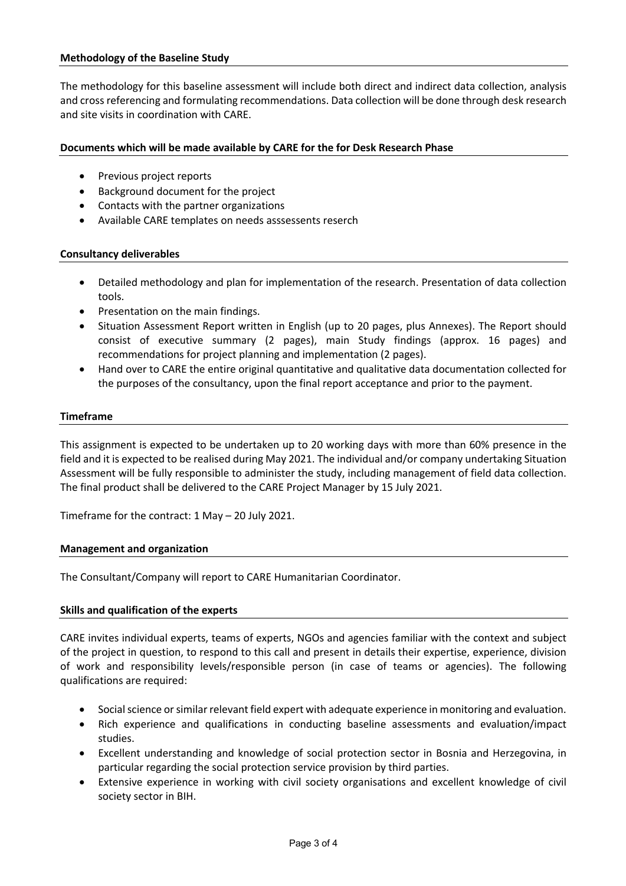**Methodology of the Baseline Study**

The methodology for this baseline assessment will include both direct and indirect data collection, analysis and cross referencing and formulating recommendations. Data collection will be done through desk research and site visits in coordination with CARE.

**Documents which will be made available by CARE for the for Desk Research Phase**

- Previous project reports
- Background document for the project
- Contacts with the partner organizations
- Available CARE templates on needs asssessents reserch

**Consultancy deliverables**

- Detailed methodology and plan for implementation of the research. Presentation of data collection tools.
- Presentation on the main findings.
- Situation Assessment Report written in English (up to 20 pages, plus Annexes). The Report should consist of executive summary (2 pages), main Study findings (approx. 16 pages) and recommendations for project planning and implementation (2 pages).
- Hand over to CARE the entire original quantitative and qualitative data documentation collected for the purposes of the consultancy, upon the final report acceptance and prior to the payment.

**Timeframe**

This assignment is expected to be undertaken up to 20 working days with more than 60% presence in the field and it is expected to be realised during May 2021. The individual and/or company undertaking Situation Assessment will be fully responsible to administer the study, including management of field data collection. The final product shall be delivered to the CARE Project Manager by 15 July 2021.

Timeframe for the contract: 1 May – 20 July 2021.

**Management and organization**

The Consultant/Company will report to CARE Humanitarian Coordinator.

**Skills and qualification of the experts**

CARE invites individual experts, teams of experts, NGOs and agencies familiar with the context and subject of the project in question, to respond to this call and present in details their expertise, experience, division of work and responsibility levels/responsible person (in case of teams or agencies). The following qualifications are required:

- Social science or similar relevant field expert with adequate experience in monitoring and evaluation.
- Rich experience and qualifications in conducting baseline assessments and evaluation/impact studies.
- Excellent understanding and knowledge of social protection sector in Bosnia and Herzegovina, in particular regarding the social protection service provision by third parties.
- Extensive experience in working with civil society organisations and excellent knowledge of civil society sector in BIH.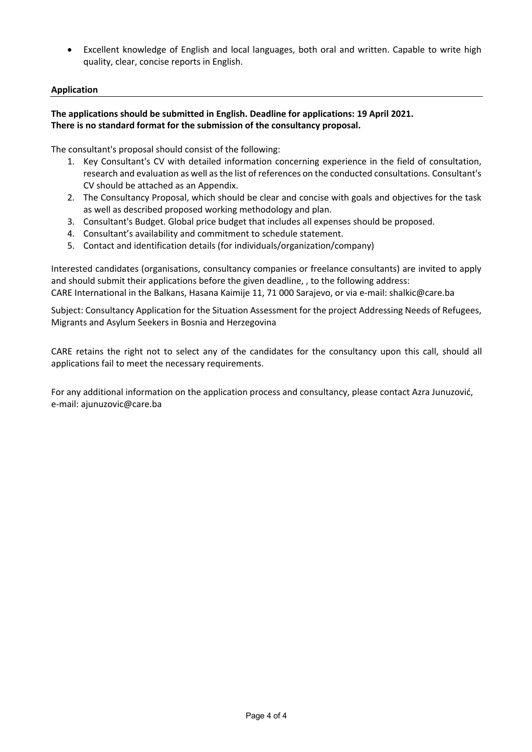- Excellent knowledge of English and local languages, both oral and written. Capable to write high quality, clear, concise reports in English.

## Application

**The applications should be submitted in English. Deadline for applications: 19 April 2021.**
**There is no standard format for the submission of the consultancy proposal.**

The consultant's proposal should consist of the following:

1. Key Consultant's CV with detailed information concerning experience in the field of consultation, research and evaluation as well as the list of references on the conducted consultations. Consultant's CV should be attached as an Appendix.
2. The Consultancy Proposal, which should be clear and concise with goals and objectives for the task as well as described proposed working methodology and plan.
3. Consultant's Budget. Global price budget that includes all expenses should be proposed.
4. Consultant's availability and commitment to schedule statement.
5. Contact and identification details (for individuals/organization/company)

Interested candidates (organisations, consultancy companies or freelance consultants) are invited to apply and should submit their applications before the given deadline, , to the following address:
CARE International in the Balkans, Hasana Kaimije 11, 71 000 Sarajevo, or via e-mail: shalkic@care.ba

Subject: Consultancy Application for the Situation Assessment for the project Addressing Needs of Refugees, Migrants and Asylum Seekers in Bosnia and Herzegovina

CARE retains the right not to select any of the candidates for the consultancy upon this call, should all applications fail to meet the necessary requirements.

For any additional information on the application process and consultancy, please contact Azra Junuzović, e-mail: ajunuzovic@care.ba